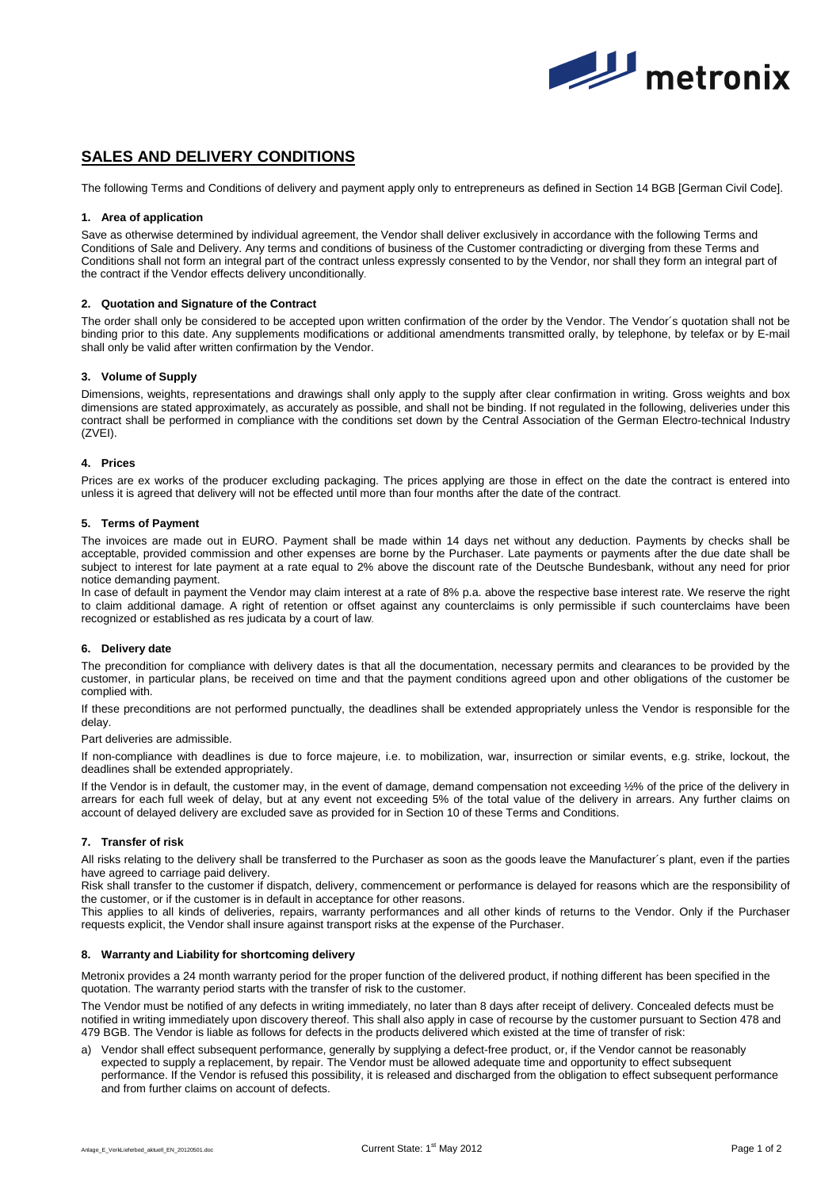# SALES AND DELIVERY CONDITIONS

The following Terms and Conditions of delivery and payment apply only to entrepreneurs as defined in Section 14 BGB [German Civil Code].

### 1. Area of application

Save as otherwise determined by individual agreement, the Vendor shall deliver exclusively in accordance with the following Terms and Conditions of Sale and Delivery. Any terms and conditions of business of the Customer contradicting or diverging from these Terms and Conditions shall not form an integral part of the contract unless expressly consented to by the Vendor, nor shall they form an integral part of the contract if the Vendor effects delivery unconditionally.

### 2. Quotation and Signature of the Contract

The order shall only be considered to be accepted upon written confirmation of the order by the Vendor. The Vendor´s quotation shall not be binding prior to this date. Any supplements modifications or additional amendments transmitted orally, by telephone, by telefax or by E-mail shall only be valid after written confirmation by the Vendor.

### 3. Volume of Supply

Dimensions, weights, representations and drawings shall only apply to the supply after clear confirmation in writing. Gross weights and box dimensions are stated approximately, as accurately as possible, and shall not be binding. If not regulated in the following, deliveries under this contract shall be performed in compliance with the conditions set down by the Central Association of the German Electro-technical Industry (ZVEI).

### 4. Prices

Prices are ex works of the producer excluding packaging. The prices applying are those in effect on the date the contract is entered into unless it is agreed that delivery will not be effected until more than four months after the date of the contract.

### 5. Terms of Payment

The invoices are made out in EURO. Payment shall be made within 14 days net without any deduction. Payments by checks shall be acceptable, provided commission and other expenses are borne by the Purchaser. Late payments or payments after the due date shall be subject to interest for late payment at a rate equal to 2% above the discount rate of the Deutsche Bundesbank, without any need for prior notice demanding payment.

In case of default in payment the Vendor may claim interest at a rate of 8% p.a. above the respective base interest rate. We reserve the right to claim additional damage. A right of retention or offset against any counterclaims is only permissible if such counterclaims have been recognized or established as res judicata by a court of law.

### 6. Delivery date

The precondition for compliance with delivery dates is that all the documentation, necessary permits and clearances to be provided by the customer, in particular plans, be received on time and that the payment conditions agreed upon and other obligations of the customer be complied with.

If these preconditions are not performed punctually, the deadlines shall be extended appropriately unless the Vendor is responsible for the delay.

Part deliveries are admissible.

If non-compliance with deadlines is due to force majeure, i.e. to mobilization, war, insurrection or similar events, e.g. strike, lockout, the deadlines shall be extended appropriately.

If the Vendor is in default, the customer may, in the event of damage, demand compensation not exceeding ½% of the price of the delivery in arrears for each full week of delay, but at any event not exceeding 5% of the total value of the delivery in arrears. Any further claims on account of delayed delivery are excluded save as provided for in Section 10 of these Terms and Conditions.

### 7. Transfer of risk

All risks relating to the delivery shall be transferred to the Purchaser as soon as the goods leave the Manufacturer´s plant, even if the parties have agreed to carriage paid delivery.

Risk shall transfer to the customer if dispatch, delivery, commencement or performance is delayed for reasons which are the responsibility of the customer, or if the customer is in default in acceptance for other reasons.

This applies to all kinds of deliveries, repairs, warranty performances and all other kinds of returns to the Vendor. Only if the Purchaser requests explicit, the Vendor shall insure against transport risks at the expense of the Purchaser.

### 8. Warranty and Liability for shortcoming delivery

Metronix provides a 24 month warranty period for the proper function of the delivered product, if nothing different has been specified in the quotation. The warranty period starts with the transfer of risk to the customer.

The Vendor must be notified of any defects in writing immediately, no later than 8 days after receipt of delivery. Concealed defects must be notified in writing immediately upon discovery thereof. This shall also apply in case of recourse by the customer pursuant to Section 478 and 479 BGB. The Vendor is liable as follows for defects in the products delivered which existed at the time of transfer of risk:

a) Vendor shall effect subsequent performance, generally by supplying a defect-free product, or, if the Vendor cannot be reasonably expected to supply a replacement, by repair. The Vendor must be allowed adequate time and opportunity to effect subsequent performance. If the Vendor is refused this possibility, it is released and discharged from the obligation to effect subsequent performance and from further claims on account of defects.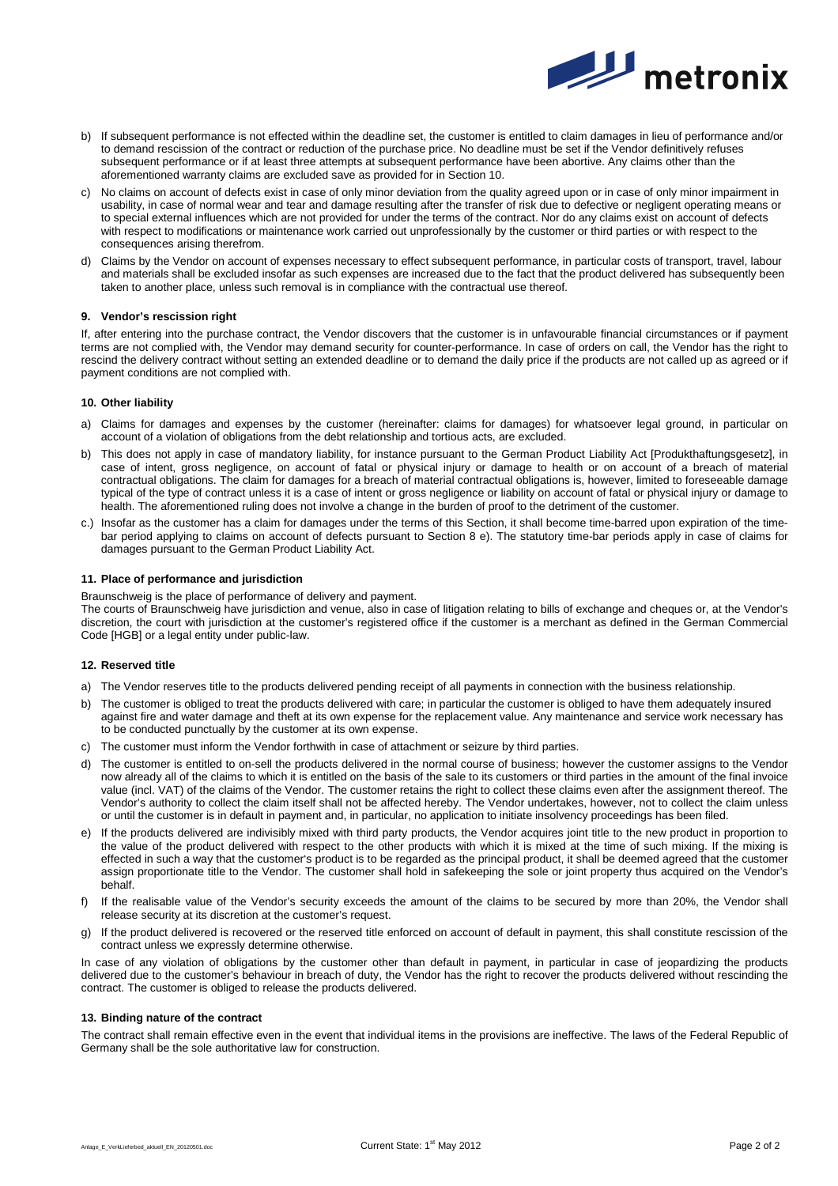b) If subsequent performance is not effected within the deadline set, the customer is entitled to claim damages in lieu of performance and/or to demand rescission of the contract or reduction of the purchase price. No deadline must be set if the Vendor definitively refuses subsequent performance or if at least three attempts at subsequent performance have been abortive. Any claims other than the aforementioned warranty claims are excluded save as provided for in Section 10.

c) No claims on account of defects exist in case of only minor deviation from the quality agreed upon or in case of only minor impairment in usability, in case of normal wear and tear and damage resulting after the transfer of risk due to defective or negligent operating means or to special external influences which are not provided for under the terms of the contract. Nor do any claims exist on account of defects with respect to modifications or maintenance work carried out unprofessionally by the customer or third parties or with respect to the consequences arising therefrom.

d) Claims by the Vendor on account of expenses necessary to effect subsequent performance, in particular costs of transport, travel, labour and materials shall be excluded insofar as such expenses are increased due to the fact that the product delivered has subsequently been taken to another place, unless such removal is in compliance with the contractual use thereof.

#### 9. Vendor's rescission right

If, after entering into the purchase contract, the Vendor discovers that the customer is in unfavourable financial circumstances or if payment terms are not complied with, the Vendor may demand security for counter-performance. In case of orders on call, the Vendor has the right to rescind the delivery contract without setting an extended deadline or to demand the daily price if the products are not called up as agreed or if payment conditions are not complied with.

#### 10. Other liability

a) Claims for damages and expenses by the customer (hereinafter: claims for damages) for whatsoever legal ground, in particular on account of a violation of obligations from the debt relationship and tortious acts, are excluded.

b) This does not apply in case of mandatory liability, for instance pursuant to the German Product Liability Act [Produkthaftungsgesetz], in case of intent, gross negligence, on account of fatal or physical injury or damage to health or on account of a breach of material contractual obligations. The claim for damages for a breach of material contractual obligations is, however, limited to foreseeable damage typical of the type of contract unless it is a case of intent or gross negligence or liability on account of fatal or physical injury or damage to health. The aforementioned ruling does not involve a change in the burden of proof to the detriment of the customer.

c.) Insofar as the customer has a claim for damages under the terms of this Section, it shall become time-barred upon expiration of the time-bar period applying to claims on account of defects pursuant to Section 8 e). The statutory time-bar periods apply in case of claims for damages pursuant to the German Product Liability Act.

#### 11. Place of performance and jurisdiction

Braunschweig is the place of performance of delivery and payment.
The courts of Braunschweig have jurisdiction and venue, also in case of litigation relating to bills of exchange and cheques or, at the Vendor's discretion, the court with jurisdiction at the customer's registered office if the customer is a merchant as defined in the German Commercial Code [HGB] or a legal entity under public-law.

#### 12. Reserved title

a) The Vendor reserves title to the products delivered pending receipt of all payments in connection with the business relationship.

b) The customer is obliged to treat the products delivered with care; in particular the customer is obliged to have them adequately insured against fire and water damage and theft at its own expense for the replacement value. Any maintenance and service work necessary has to be conducted punctually by the customer at its own expense.

c) The customer must inform the Vendor forthwith in case of attachment or seizure by third parties.

d) The customer is entitled to on-sell the products delivered in the normal course of business; however the customer assigns to the Vendor now already all of the claims to which it is entitled on the basis of the sale to its customers or third parties in the amount of the final invoice value (incl. VAT) of the claims of the Vendor. The customer retains the right to collect these claims even after the assignment thereof. The Vendor's authority to collect the claim itself shall not be affected hereby. The Vendor undertakes, however, not to collect the claim unless or until the customer is in default in payment and, in particular, no application to initiate insolvency proceedings has been filed.

e) If the products delivered are indivisibly mixed with third party products, the Vendor acquires joint title to the new product in proportion to the value of the product delivered with respect to the other products with which it is mixed at the time of such mixing. If the mixing is effected in such a way that the customer's product is to be regarded as the principal product, it shall be deemed agreed that the customer assign proportionate title to the Vendor. The customer shall hold in safekeeping the sole or joint property thus acquired on the Vendor's behalf.

f) If the realisable value of the Vendor's security exceeds the amount of the claims to be secured by more than 20%, the Vendor shall release security at its discretion at the customer's request.

g) If the product delivered is recovered or the reserved title enforced on account of default in payment, this shall constitute rescission of the contract unless we expressly determine otherwise.

In case of any violation of obligations by the customer other than default in payment, in particular in case of jeopardizing the products delivered due to the customer's behaviour in breach of duty, the Vendor has the right to recover the products delivered without rescinding the contract. The customer is obliged to release the products delivered.

#### 13. Binding nature of the contract

The contract shall remain effective even in the event that individual items in the provisions are ineffective. The laws of the Federal Republic of Germany shall be the sole authoritative law for construction.